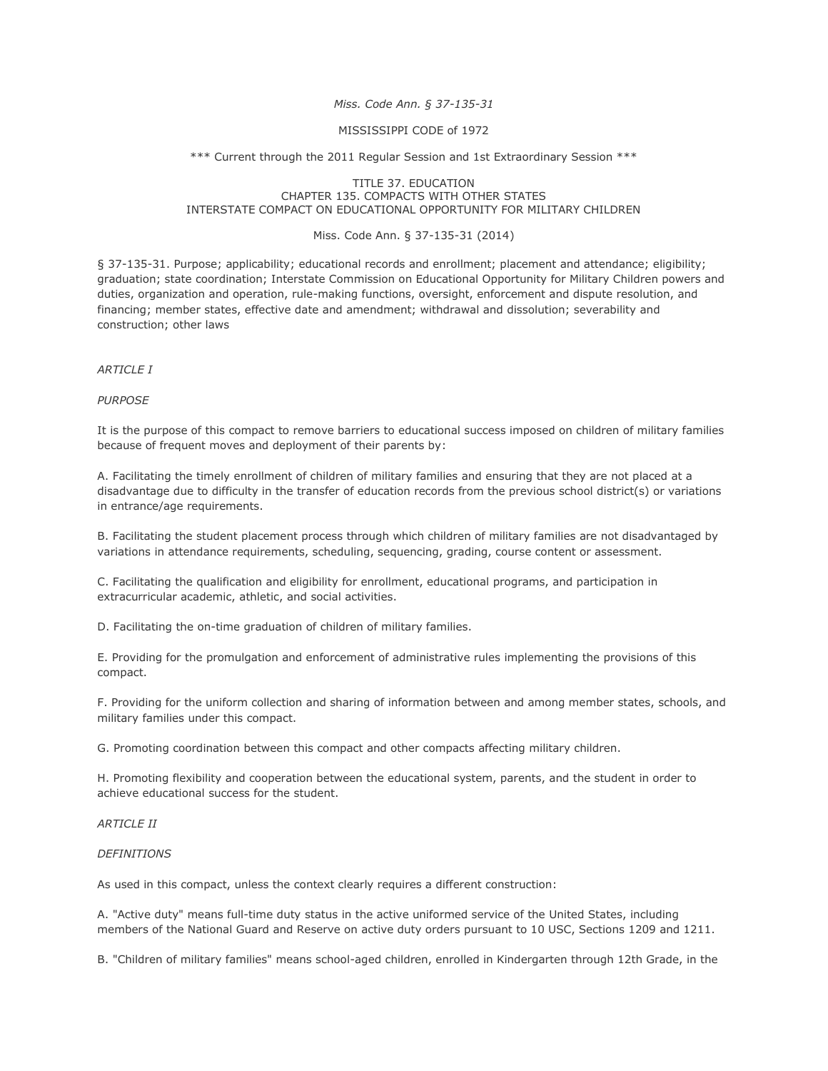*Miss. Code Ann. § 37-135-31*

MISSISSIPPI CODE of 1972

\*\*\* Current through the 2011 Regular Session and 1st Extraordinary Session \*\*\*

TITLE 37. EDUCATION
CHAPTER 135. COMPACTS WITH OTHER STATES
INTERSTATE COMPACT ON EDUCATIONAL OPPORTUNITY FOR MILITARY CHILDREN

Miss. Code Ann. § 37-135-31 (2014)

§ 37-135-31. Purpose; applicability; educational records and enrollment; placement and attendance; eligibility; graduation; state coordination; Interstate Commission on Educational Opportunity for Military Children powers and duties, organization and operation, rule-making functions, oversight, enforcement and dispute resolution, and financing; member states, effective date and amendment; withdrawal and dissolution; severability and construction; other laws

*ARTICLE I*

*PURPOSE*

It is the purpose of this compact to remove barriers to educational success imposed on children of military families because of frequent moves and deployment of their parents by:

A. Facilitating the timely enrollment of children of military families and ensuring that they are not placed at a disadvantage due to difficulty in the transfer of education records from the previous school district(s) or variations in entrance/age requirements.

B. Facilitating the student placement process through which children of military families are not disadvantaged by variations in attendance requirements, scheduling, sequencing, grading, course content or assessment.

C. Facilitating the qualification and eligibility for enrollment, educational programs, and participation in extracurricular academic, athletic, and social activities.

D. Facilitating the on-time graduation of children of military families.

E. Providing for the promulgation and enforcement of administrative rules implementing the provisions of this compact.

F. Providing for the uniform collection and sharing of information between and among member states, schools, and military families under this compact.

G. Promoting coordination between this compact and other compacts affecting military children.

H. Promoting flexibility and cooperation between the educational system, parents, and the student in order to achieve educational success for the student.

*ARTICLE II*

*DEFINITIONS*

As used in this compact, unless the context clearly requires a different construction:

A. "Active duty" means full-time duty status in the active uniformed service of the United States, including members of the National Guard and Reserve on active duty orders pursuant to 10 USC, Sections 1209 and 1211.

B. "Children of military families" means school-aged children, enrolled in Kindergarten through 12th Grade, in the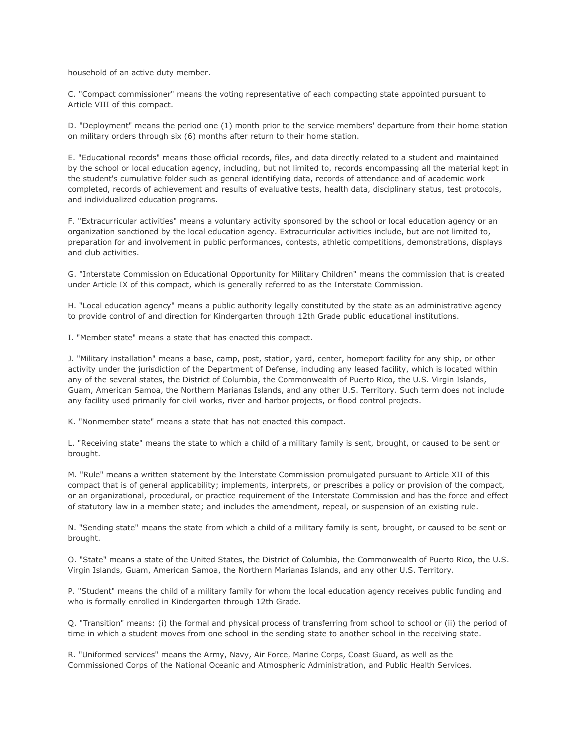household of an active duty member.

C. "Compact commissioner" means the voting representative of each compacting state appointed pursuant to Article VIII of this compact.

D. "Deployment" means the period one (1) month prior to the service members' departure from their home station on military orders through six (6) months after return to their home station.

E. "Educational records" means those official records, files, and data directly related to a student and maintained by the school or local education agency, including, but not limited to, records encompassing all the material kept in the student's cumulative folder such as general identifying data, records of attendance and of academic work completed, records of achievement and results of evaluative tests, health data, disciplinary status, test protocols, and individualized education programs.

F. "Extracurricular activities" means a voluntary activity sponsored by the school or local education agency or an organization sanctioned by the local education agency. Extracurricular activities include, but are not limited to, preparation for and involvement in public performances, contests, athletic competitions, demonstrations, displays and club activities.

G. "Interstate Commission on Educational Opportunity for Military Children" means the commission that is created under Article IX of this compact, which is generally referred to as the Interstate Commission.

H. "Local education agency" means a public authority legally constituted by the state as an administrative agency to provide control of and direction for Kindergarten through 12th Grade public educational institutions.

I. "Member state" means a state that has enacted this compact.

J. "Military installation" means a base, camp, post, station, yard, center, homeport facility for any ship, or other activity under the jurisdiction of the Department of Defense, including any leased facility, which is located within any of the several states, the District of Columbia, the Commonwealth of Puerto Rico, the U.S. Virgin Islands, Guam, American Samoa, the Northern Marianas Islands, and any other U.S. Territory. Such term does not include any facility used primarily for civil works, river and harbor projects, or flood control projects.

K. "Nonmember state" means a state that has not enacted this compact.

L. "Receiving state" means the state to which a child of a military family is sent, brought, or caused to be sent or brought.

M. "Rule" means a written statement by the Interstate Commission promulgated pursuant to Article XII of this compact that is of general applicability; implements, interprets, or prescribes a policy or provision of the compact, or an organizational, procedural, or practice requirement of the Interstate Commission and has the force and effect of statutory law in a member state; and includes the amendment, repeal, or suspension of an existing rule.

N. "Sending state" means the state from which a child of a military family is sent, brought, or caused to be sent or brought.

O. "State" means a state of the United States, the District of Columbia, the Commonwealth of Puerto Rico, the U.S. Virgin Islands, Guam, American Samoa, the Northern Marianas Islands, and any other U.S. Territory.

P. "Student" means the child of a military family for whom the local education agency receives public funding and who is formally enrolled in Kindergarten through 12th Grade.

Q. "Transition" means: (i) the formal and physical process of transferring from school to school or (ii) the period of time in which a student moves from one school in the sending state to another school in the receiving state.

R. "Uniformed services" means the Army, Navy, Air Force, Marine Corps, Coast Guard, as well as the Commissioned Corps of the National Oceanic and Atmospheric Administration, and Public Health Services.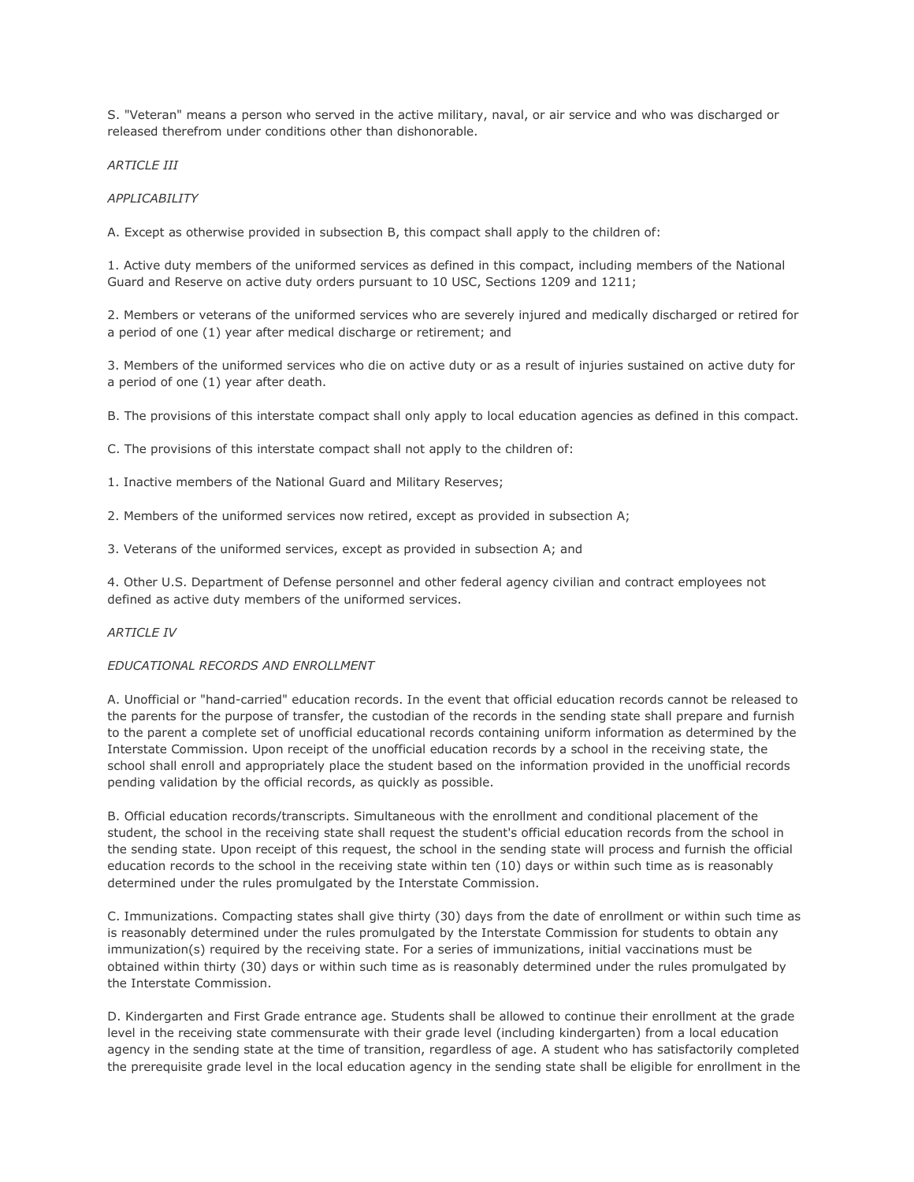S. "Veteran" means a person who served in the active military, naval, or air service and who was discharged or released therefrom under conditions other than dishonorable.

*ARTICLE III*

*APPLICABILITY*

A. Except as otherwise provided in subsection B, this compact shall apply to the children of:

1. Active duty members of the uniformed services as defined in this compact, including members of the National Guard and Reserve on active duty orders pursuant to 10 USC, Sections 1209 and 1211;

2. Members or veterans of the uniformed services who are severely injured and medically discharged or retired for a period of one (1) year after medical discharge or retirement; and

3. Members of the uniformed services who die on active duty or as a result of injuries sustained on active duty for a period of one (1) year after death.

B. The provisions of this interstate compact shall only apply to local education agencies as defined in this compact.

C. The provisions of this interstate compact shall not apply to the children of:

1. Inactive members of the National Guard and Military Reserves;

2. Members of the uniformed services now retired, except as provided in subsection A;

3. Veterans of the uniformed services, except as provided in subsection A; and

4. Other U.S. Department of Defense personnel and other federal agency civilian and contract employees not defined as active duty members of the uniformed services.

*ARTICLE IV*

*EDUCATIONAL RECORDS AND ENROLLMENT*

A. Unofficial or "hand-carried" education records. In the event that official education records cannot be released to the parents for the purpose of transfer, the custodian of the records in the sending state shall prepare and furnish to the parent a complete set of unofficial educational records containing uniform information as determined by the Interstate Commission. Upon receipt of the unofficial education records by a school in the receiving state, the school shall enroll and appropriately place the student based on the information provided in the unofficial records pending validation by the official records, as quickly as possible.

B. Official education records/transcripts. Simultaneous with the enrollment and conditional placement of the student, the school in the receiving state shall request the student's official education records from the school in the sending state. Upon receipt of this request, the school in the sending state will process and furnish the official education records to the school in the receiving state within ten (10) days or within such time as is reasonably determined under the rules promulgated by the Interstate Commission.

C. Immunizations. Compacting states shall give thirty (30) days from the date of enrollment or within such time as is reasonably determined under the rules promulgated by the Interstate Commission for students to obtain any immunization(s) required by the receiving state. For a series of immunizations, initial vaccinations must be obtained within thirty (30) days or within such time as is reasonably determined under the rules promulgated by the Interstate Commission.

D. Kindergarten and First Grade entrance age. Students shall be allowed to continue their enrollment at the grade level in the receiving state commensurate with their grade level (including kindergarten) from a local education agency in the sending state at the time of transition, regardless of age. A student who has satisfactorily completed the prerequisite grade level in the local education agency in the sending state shall be eligible for enrollment in the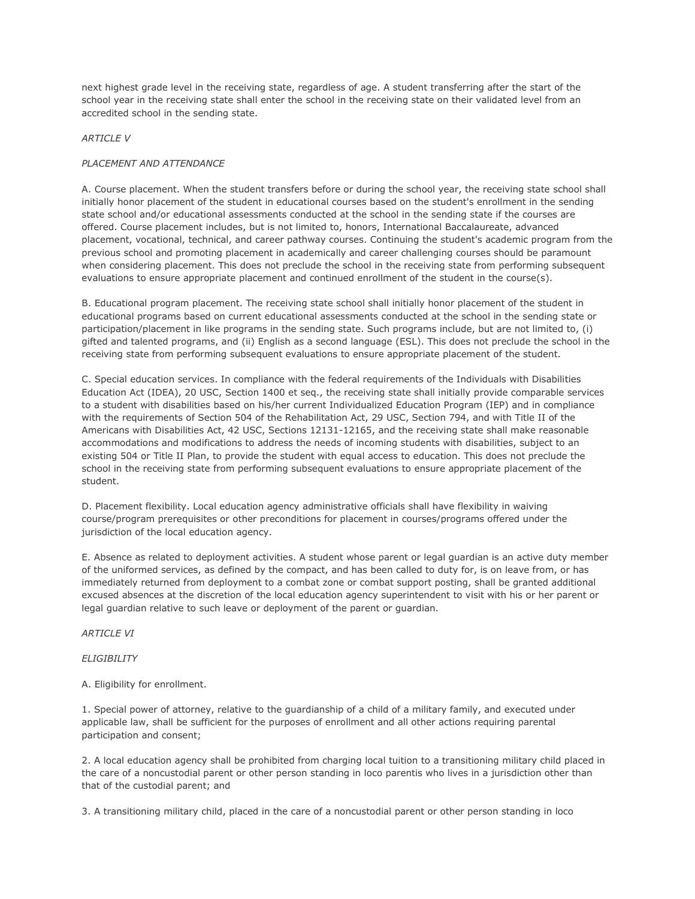next highest grade level in the receiving state, regardless of age. A student transferring after the start of the school year in the receiving state shall enter the school in the receiving state on their validated level from an accredited school in the sending state.

*ARTICLE V*

*PLACEMENT AND ATTENDANCE*

A. Course placement. When the student transfers before or during the school year, the receiving state school shall initially honor placement of the student in educational courses based on the student's enrollment in the sending state school and/or educational assessments conducted at the school in the sending state if the courses are offered. Course placement includes, but is not limited to, honors, International Baccalaureate, advanced placement, vocational, technical, and career pathway courses. Continuing the student's academic program from the previous school and promoting placement in academically and career challenging courses should be paramount when considering placement. This does not preclude the school in the receiving state from performing subsequent evaluations to ensure appropriate placement and continued enrollment of the student in the course(s).

B. Educational program placement. The receiving state school shall initially honor placement of the student in educational programs based on current educational assessments conducted at the school in the sending state or participation/placement in like programs in the sending state. Such programs include, but are not limited to, (i) gifted and talented programs, and (ii) English as a second language (ESL). This does not preclude the school in the receiving state from performing subsequent evaluations to ensure appropriate placement of the student.

C. Special education services. In compliance with the federal requirements of the Individuals with Disabilities Education Act (IDEA), 20 USC, Section 1400 et seq., the receiving state shall initially provide comparable services to a student with disabilities based on his/her current Individualized Education Program (IEP) and in compliance with the requirements of Section 504 of the Rehabilitation Act, 29 USC, Section 794, and with Title II of the Americans with Disabilities Act, 42 USC, Sections 12131-12165, and the receiving state shall make reasonable accommodations and modifications to address the needs of incoming students with disabilities, subject to an existing 504 or Title II Plan, to provide the student with equal access to education. This does not preclude the school in the receiving state from performing subsequent evaluations to ensure appropriate placement of the student.

D. Placement flexibility. Local education agency administrative officials shall have flexibility in waiving course/program prerequisites or other preconditions for placement in courses/programs offered under the jurisdiction of the local education agency.

E. Absence as related to deployment activities. A student whose parent or legal guardian is an active duty member of the uniformed services, as defined by the compact, and has been called to duty for, is on leave from, or has immediately returned from deployment to a combat zone or combat support posting, shall be granted additional excused absences at the discretion of the local education agency superintendent to visit with his or her parent or legal guardian relative to such leave or deployment of the parent or guardian.

*ARTICLE VI*

*ELIGIBILITY*

A. Eligibility for enrollment.

1. Special power of attorney, relative to the guardianship of a child of a military family, and executed under applicable law, shall be sufficient for the purposes of enrollment and all other actions requiring parental participation and consent;

2. A local education agency shall be prohibited from charging local tuition to a transitioning military child placed in the care of a noncustodial parent or other person standing in loco parentis who lives in a jurisdiction other than that of the custodial parent; and

3. A transitioning military child, placed in the care of a noncustodial parent or other person standing in loco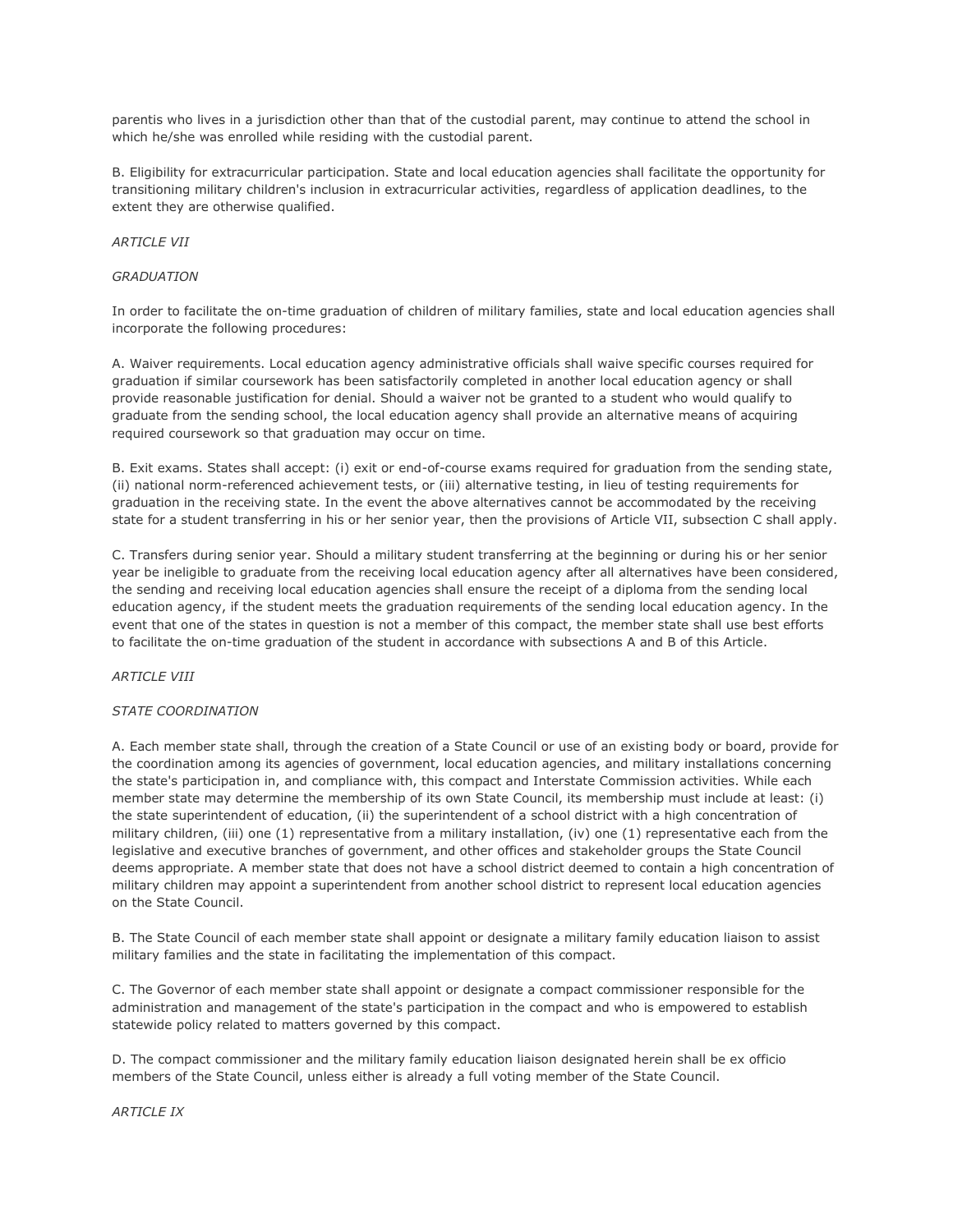parentis who lives in a jurisdiction other than that of the custodial parent, may continue to attend the school in which he/she was enrolled while residing with the custodial parent.

B. Eligibility for extracurricular participation. State and local education agencies shall facilitate the opportunity for transitioning military children's inclusion in extracurricular activities, regardless of application deadlines, to the extent they are otherwise qualified.

*ARTICLE VII*

*GRADUATION*

In order to facilitate the on-time graduation of children of military families, state and local education agencies shall incorporate the following procedures:

A. Waiver requirements. Local education agency administrative officials shall waive specific courses required for graduation if similar coursework has been satisfactorily completed in another local education agency or shall provide reasonable justification for denial. Should a waiver not be granted to a student who would qualify to graduate from the sending school, the local education agency shall provide an alternative means of acquiring required coursework so that graduation may occur on time.

B. Exit exams. States shall accept: (i) exit or end-of-course exams required for graduation from the sending state, (ii) national norm-referenced achievement tests, or (iii) alternative testing, in lieu of testing requirements for graduation in the receiving state. In the event the above alternatives cannot be accommodated by the receiving state for a student transferring in his or her senior year, then the provisions of Article VII, subsection C shall apply.

C. Transfers during senior year. Should a military student transferring at the beginning or during his or her senior year be ineligible to graduate from the receiving local education agency after all alternatives have been considered, the sending and receiving local education agencies shall ensure the receipt of a diploma from the sending local education agency, if the student meets the graduation requirements of the sending local education agency. In the event that one of the states in question is not a member of this compact, the member state shall use best efforts to facilitate the on-time graduation of the student in accordance with subsections A and B of this Article.

*ARTICLE VIII*

*STATE COORDINATION*

A. Each member state shall, through the creation of a State Council or use of an existing body or board, provide for the coordination among its agencies of government, local education agencies, and military installations concerning the state's participation in, and compliance with, this compact and Interstate Commission activities. While each member state may determine the membership of its own State Council, its membership must include at least: (i) the state superintendent of education, (ii) the superintendent of a school district with a high concentration of military children, (iii) one (1) representative from a military installation, (iv) one (1) representative each from the legislative and executive branches of government, and other offices and stakeholder groups the State Council deems appropriate. A member state that does not have a school district deemed to contain a high concentration of military children may appoint a superintendent from another school district to represent local education agencies on the State Council.

B. The State Council of each member state shall appoint or designate a military family education liaison to assist military families and the state in facilitating the implementation of this compact.

C. The Governor of each member state shall appoint or designate a compact commissioner responsible for the administration and management of the state's participation in the compact and who is empowered to establish statewide policy related to matters governed by this compact.

D. The compact commissioner and the military family education liaison designated herein shall be ex officio members of the State Council, unless either is already a full voting member of the State Council.

*ARTICLE IX*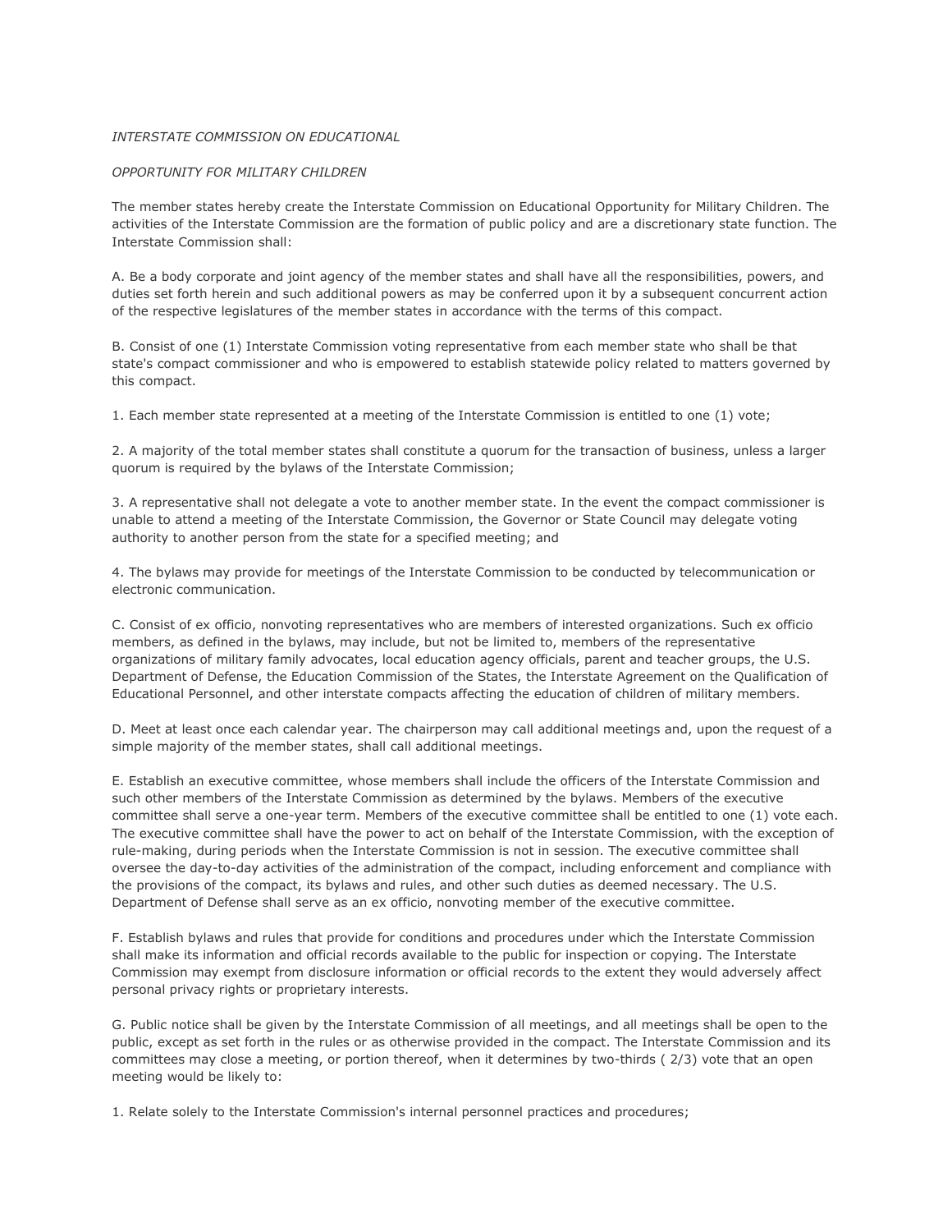*INTERSTATE COMMISSION ON EDUCATIONAL*

*OPPORTUNITY FOR MILITARY CHILDREN*

The member states hereby create the Interstate Commission on Educational Opportunity for Military Children. The activities of the Interstate Commission are the formation of public policy and are a discretionary state function. The Interstate Commission shall:

A. Be a body corporate and joint agency of the member states and shall have all the responsibilities, powers, and duties set forth herein and such additional powers as may be conferred upon it by a subsequent concurrent action of the respective legislatures of the member states in accordance with the terms of this compact.

B. Consist of one (1) Interstate Commission voting representative from each member state who shall be that state's compact commissioner and who is empowered to establish statewide policy related to matters governed by this compact.

1. Each member state represented at a meeting of the Interstate Commission is entitled to one (1) vote;

2. A majority of the total member states shall constitute a quorum for the transaction of business, unless a larger quorum is required by the bylaws of the Interstate Commission;

3. A representative shall not delegate a vote to another member state. In the event the compact commissioner is unable to attend a meeting of the Interstate Commission, the Governor or State Council may delegate voting authority to another person from the state for a specified meeting; and

4. The bylaws may provide for meetings of the Interstate Commission to be conducted by telecommunication or electronic communication.

C. Consist of ex officio, nonvoting representatives who are members of interested organizations. Such ex officio members, as defined in the bylaws, may include, but not be limited to, members of the representative organizations of military family advocates, local education agency officials, parent and teacher groups, the U.S. Department of Defense, the Education Commission of the States, the Interstate Agreement on the Qualification of Educational Personnel, and other interstate compacts affecting the education of children of military members.

D. Meet at least once each calendar year. The chairperson may call additional meetings and, upon the request of a simple majority of the member states, shall call additional meetings.

E. Establish an executive committee, whose members shall include the officers of the Interstate Commission and such other members of the Interstate Commission as determined by the bylaws. Members of the executive committee shall serve a one-year term. Members of the executive committee shall be entitled to one (1) vote each. The executive committee shall have the power to act on behalf of the Interstate Commission, with the exception of rule-making, during periods when the Interstate Commission is not in session. The executive committee shall oversee the day-to-day activities of the administration of the compact, including enforcement and compliance with the provisions of the compact, its bylaws and rules, and other such duties as deemed necessary. The U.S. Department of Defense shall serve as an ex officio, nonvoting member of the executive committee.

F. Establish bylaws and rules that provide for conditions and procedures under which the Interstate Commission shall make its information and official records available to the public for inspection or copying. The Interstate Commission may exempt from disclosure information or official records to the extent they would adversely affect personal privacy rights or proprietary interests.

G. Public notice shall be given by the Interstate Commission of all meetings, and all meetings shall be open to the public, except as set forth in the rules or as otherwise provided in the compact. The Interstate Commission and its committees may close a meeting, or portion thereof, when it determines by two-thirds ( 2/3) vote that an open meeting would be likely to:

1. Relate solely to the Interstate Commission's internal personnel practices and procedures;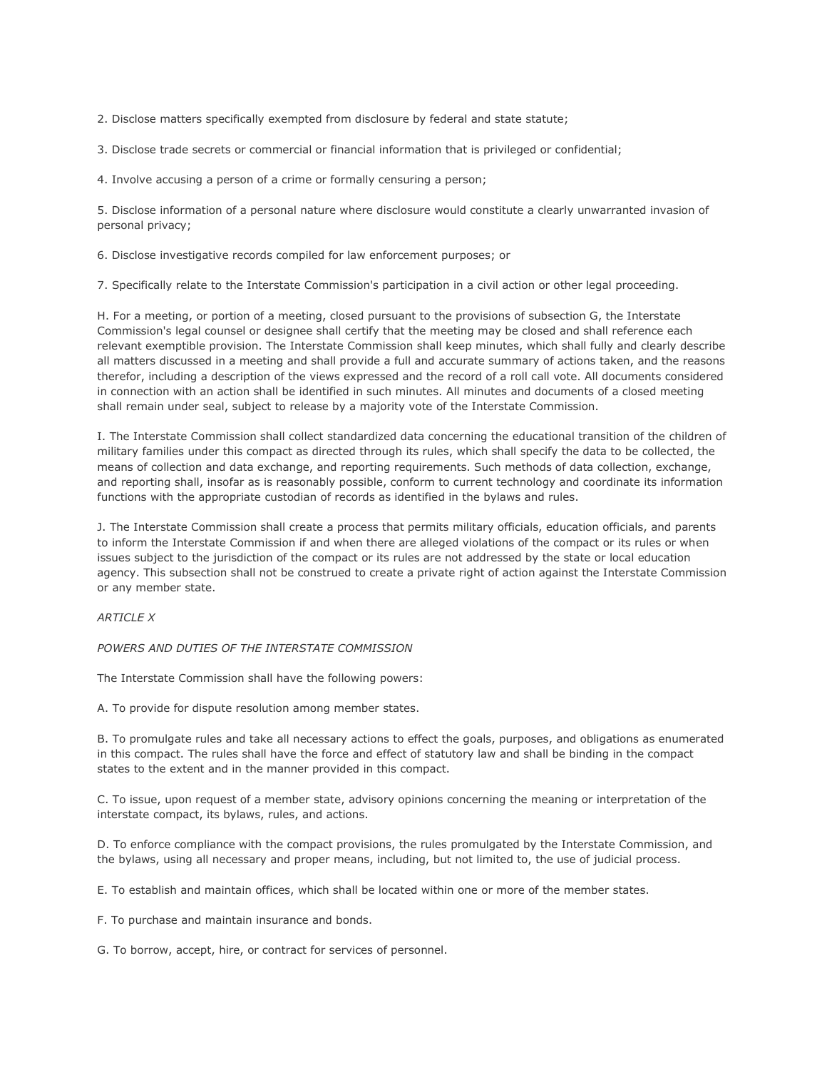2. Disclose matters specifically exempted from disclosure by federal and state statute;

3. Disclose trade secrets or commercial or financial information that is privileged or confidential;

4. Involve accusing a person of a crime or formally censuring a person;

5. Disclose information of a personal nature where disclosure would constitute a clearly unwarranted invasion of personal privacy;

6. Disclose investigative records compiled for law enforcement purposes; or

7. Specifically relate to the Interstate Commission's participation in a civil action or other legal proceeding.

H. For a meeting, or portion of a meeting, closed pursuant to the provisions of subsection G, the Interstate Commission's legal counsel or designee shall certify that the meeting may be closed and shall reference each relevant exemptible provision. The Interstate Commission shall keep minutes, which shall fully and clearly describe all matters discussed in a meeting and shall provide a full and accurate summary of actions taken, and the reasons therefor, including a description of the views expressed and the record of a roll call vote. All documents considered in connection with an action shall be identified in such minutes. All minutes and documents of a closed meeting shall remain under seal, subject to release by a majority vote of the Interstate Commission.

I. The Interstate Commission shall collect standardized data concerning the educational transition of the children of military families under this compact as directed through its rules, which shall specify the data to be collected, the means of collection and data exchange, and reporting requirements. Such methods of data collection, exchange, and reporting shall, insofar as is reasonably possible, conform to current technology and coordinate its information functions with the appropriate custodian of records as identified in the bylaws and rules.

J. The Interstate Commission shall create a process that permits military officials, education officials, and parents to inform the Interstate Commission if and when there are alleged violations of the compact or its rules or when issues subject to the jurisdiction of the compact or its rules are not addressed by the state or local education agency. This subsection shall not be construed to create a private right of action against the Interstate Commission or any member state.

*ARTICLE X*

*POWERS AND DUTIES OF THE INTERSTATE COMMISSION*

The Interstate Commission shall have the following powers:

A. To provide for dispute resolution among member states.

B. To promulgate rules and take all necessary actions to effect the goals, purposes, and obligations as enumerated in this compact. The rules shall have the force and effect of statutory law and shall be binding in the compact states to the extent and in the manner provided in this compact.

C. To issue, upon request of a member state, advisory opinions concerning the meaning or interpretation of the interstate compact, its bylaws, rules, and actions.

D. To enforce compliance with the compact provisions, the rules promulgated by the Interstate Commission, and the bylaws, using all necessary and proper means, including, but not limited to, the use of judicial process.

E. To establish and maintain offices, which shall be located within one or more of the member states.

F. To purchase and maintain insurance and bonds.

G. To borrow, accept, hire, or contract for services of personnel.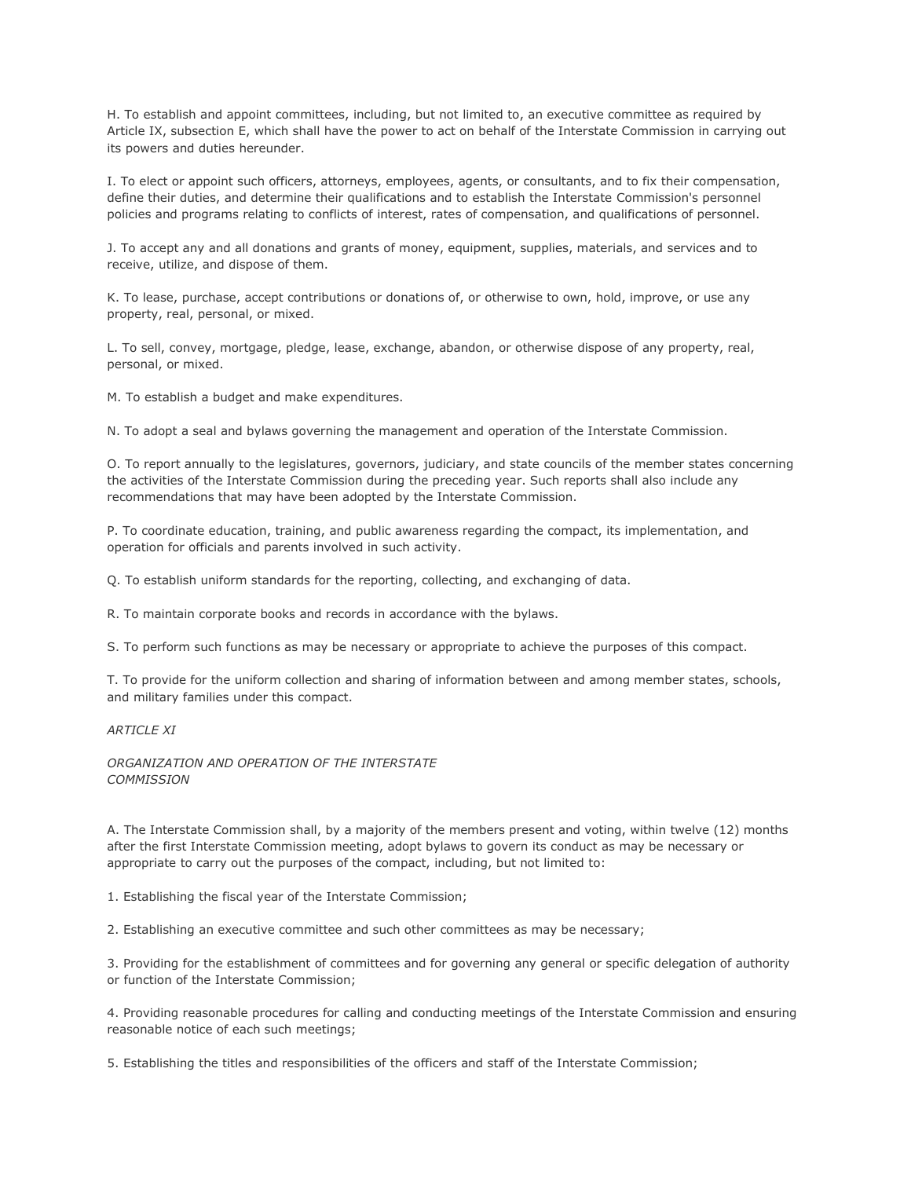H. To establish and appoint committees, including, but not limited to, an executive committee as required by Article IX, subsection E, which shall have the power to act on behalf of the Interstate Commission in carrying out its powers and duties hereunder.

I. To elect or appoint such officers, attorneys, employees, agents, or consultants, and to fix their compensation, define their duties, and determine their qualifications and to establish the Interstate Commission's personnel policies and programs relating to conflicts of interest, rates of compensation, and qualifications of personnel.

J. To accept any and all donations and grants of money, equipment, supplies, materials, and services and to receive, utilize, and dispose of them.

K. To lease, purchase, accept contributions or donations of, or otherwise to own, hold, improve, or use any property, real, personal, or mixed.

L. To sell, convey, mortgage, pledge, lease, exchange, abandon, or otherwise dispose of any property, real, personal, or mixed.

M. To establish a budget and make expenditures.

N. To adopt a seal and bylaws governing the management and operation of the Interstate Commission.

O. To report annually to the legislatures, governors, judiciary, and state councils of the member states concerning the activities of the Interstate Commission during the preceding year. Such reports shall also include any recommendations that may have been adopted by the Interstate Commission.

P. To coordinate education, training, and public awareness regarding the compact, its implementation, and operation for officials and parents involved in such activity.

Q. To establish uniform standards for the reporting, collecting, and exchanging of data.

R. To maintain corporate books and records in accordance with the bylaws.

S. To perform such functions as may be necessary or appropriate to achieve the purposes of this compact.

T. To provide for the uniform collection and sharing of information between and among member states, schools, and military families under this compact.

*ARTICLE XI*

*ORGANIZATION AND OPERATION OF THE INTERSTATE COMMISSION*

A. The Interstate Commission shall, by a majority of the members present and voting, within twelve (12) months after the first Interstate Commission meeting, adopt bylaws to govern its conduct as may be necessary or appropriate to carry out the purposes of the compact, including, but not limited to:

1. Establishing the fiscal year of the Interstate Commission;

2. Establishing an executive committee and such other committees as may be necessary;

3. Providing for the establishment of committees and for governing any general or specific delegation of authority or function of the Interstate Commission;

4. Providing reasonable procedures for calling and conducting meetings of the Interstate Commission and ensuring reasonable notice of each such meetings;

5. Establishing the titles and responsibilities of the officers and staff of the Interstate Commission;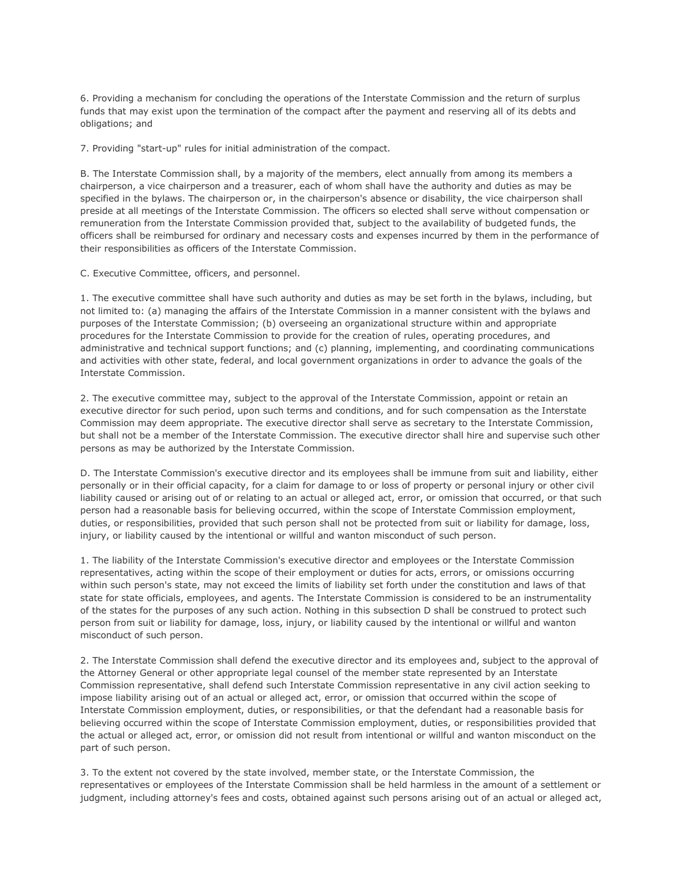6. Providing a mechanism for concluding the operations of the Interstate Commission and the return of surplus funds that may exist upon the termination of the compact after the payment and reserving all of its debts and obligations; and

7. Providing "start-up" rules for initial administration of the compact.

B. The Interstate Commission shall, by a majority of the members, elect annually from among its members a chairperson, a vice chairperson and a treasurer, each of whom shall have the authority and duties as may be specified in the bylaws. The chairperson or, in the chairperson's absence or disability, the vice chairperson shall preside at all meetings of the Interstate Commission. The officers so elected shall serve without compensation or remuneration from the Interstate Commission provided that, subject to the availability of budgeted funds, the officers shall be reimbursed for ordinary and necessary costs and expenses incurred by them in the performance of their responsibilities as officers of the Interstate Commission.

C. Executive Committee, officers, and personnel.

1. The executive committee shall have such authority and duties as may be set forth in the bylaws, including, but not limited to: (a) managing the affairs of the Interstate Commission in a manner consistent with the bylaws and purposes of the Interstate Commission; (b) overseeing an organizational structure within and appropriate procedures for the Interstate Commission to provide for the creation of rules, operating procedures, and administrative and technical support functions; and (c) planning, implementing, and coordinating communications and activities with other state, federal, and local government organizations in order to advance the goals of the Interstate Commission.

2. The executive committee may, subject to the approval of the Interstate Commission, appoint or retain an executive director for such period, upon such terms and conditions, and for such compensation as the Interstate Commission may deem appropriate. The executive director shall serve as secretary to the Interstate Commission, but shall not be a member of the Interstate Commission. The executive director shall hire and supervise such other persons as may be authorized by the Interstate Commission.

D. The Interstate Commission's executive director and its employees shall be immune from suit and liability, either personally or in their official capacity, for a claim for damage to or loss of property or personal injury or other civil liability caused or arising out of or relating to an actual or alleged act, error, or omission that occurred, or that such person had a reasonable basis for believing occurred, within the scope of Interstate Commission employment, duties, or responsibilities, provided that such person shall not be protected from suit or liability for damage, loss, injury, or liability caused by the intentional or willful and wanton misconduct of such person.

1. The liability of the Interstate Commission's executive director and employees or the Interstate Commission representatives, acting within the scope of their employment or duties for acts, errors, or omissions occurring within such person's state, may not exceed the limits of liability set forth under the constitution and laws of that state for state officials, employees, and agents. The Interstate Commission is considered to be an instrumentality of the states for the purposes of any such action. Nothing in this subsection D shall be construed to protect such person from suit or liability for damage, loss, injury, or liability caused by the intentional or willful and wanton misconduct of such person.

2. The Interstate Commission shall defend the executive director and its employees and, subject to the approval of the Attorney General or other appropriate legal counsel of the member state represented by an Interstate Commission representative, shall defend such Interstate Commission representative in any civil action seeking to impose liability arising out of an actual or alleged act, error, or omission that occurred within the scope of Interstate Commission employment, duties, or responsibilities, or that the defendant had a reasonable basis for believing occurred within the scope of Interstate Commission employment, duties, or responsibilities provided that the actual or alleged act, error, or omission did not result from intentional or willful and wanton misconduct on the part of such person.

3. To the extent not covered by the state involved, member state, or the Interstate Commission, the representatives or employees of the Interstate Commission shall be held harmless in the amount of a settlement or judgment, including attorney's fees and costs, obtained against such persons arising out of an actual or alleged act,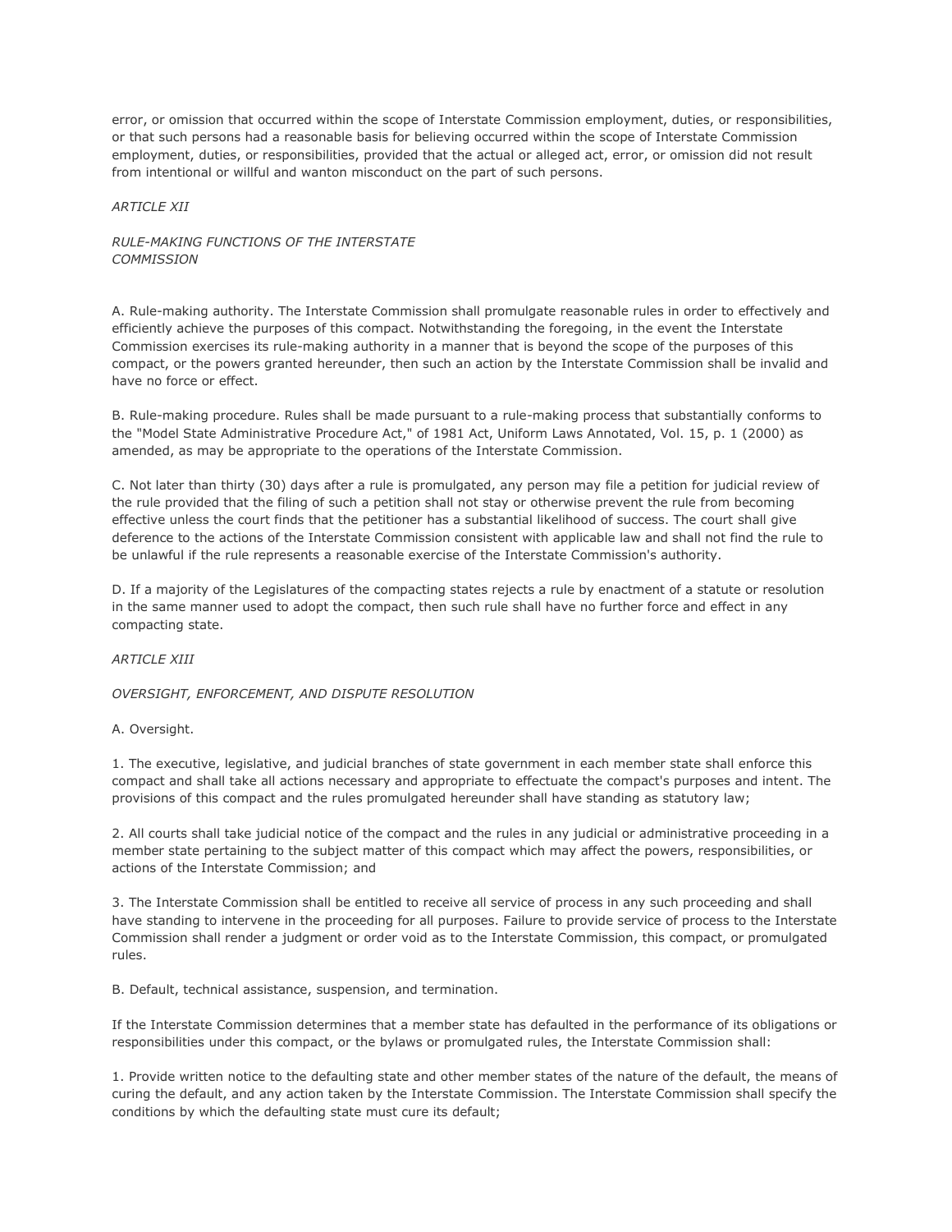error, or omission that occurred within the scope of Interstate Commission employment, duties, or responsibilities, or that such persons had a reasonable basis for believing occurred within the scope of Interstate Commission employment, duties, or responsibilities, provided that the actual or alleged act, error, or omission did not result from intentional or willful and wanton misconduct on the part of such persons.

*ARTICLE XII*

*RULE-MAKING FUNCTIONS OF THE INTERSTATE COMMISSION*

A. Rule-making authority. The Interstate Commission shall promulgate reasonable rules in order to effectively and efficiently achieve the purposes of this compact. Notwithstanding the foregoing, in the event the Interstate Commission exercises its rule-making authority in a manner that is beyond the scope of the purposes of this compact, or the powers granted hereunder, then such an action by the Interstate Commission shall be invalid and have no force or effect.

B. Rule-making procedure. Rules shall be made pursuant to a rule-making process that substantially conforms to the "Model State Administrative Procedure Act," of 1981 Act, Uniform Laws Annotated, Vol. 15, p. 1 (2000) as amended, as may be appropriate to the operations of the Interstate Commission.

C. Not later than thirty (30) days after a rule is promulgated, any person may file a petition for judicial review of the rule provided that the filing of such a petition shall not stay or otherwise prevent the rule from becoming effective unless the court finds that the petitioner has a substantial likelihood of success. The court shall give deference to the actions of the Interstate Commission consistent with applicable law and shall not find the rule to be unlawful if the rule represents a reasonable exercise of the Interstate Commission's authority.

D. If a majority of the Legislatures of the compacting states rejects a rule by enactment of a statute or resolution in the same manner used to adopt the compact, then such rule shall have no further force and effect in any compacting state.

*ARTICLE XIII*

*OVERSIGHT, ENFORCEMENT, AND DISPUTE RESOLUTION*

A. Oversight.

1. The executive, legislative, and judicial branches of state government in each member state shall enforce this compact and shall take all actions necessary and appropriate to effectuate the compact's purposes and intent. The provisions of this compact and the rules promulgated hereunder shall have standing as statutory law;

2. All courts shall take judicial notice of the compact and the rules in any judicial or administrative proceeding in a member state pertaining to the subject matter of this compact which may affect the powers, responsibilities, or actions of the Interstate Commission; and

3. The Interstate Commission shall be entitled to receive all service of process in any such proceeding and shall have standing to intervene in the proceeding for all purposes. Failure to provide service of process to the Interstate Commission shall render a judgment or order void as to the Interstate Commission, this compact, or promulgated rules.

B. Default, technical assistance, suspension, and termination.

If the Interstate Commission determines that a member state has defaulted in the performance of its obligations or responsibilities under this compact, or the bylaws or promulgated rules, the Interstate Commission shall:

1. Provide written notice to the defaulting state and other member states of the nature of the default, the means of curing the default, and any action taken by the Interstate Commission. The Interstate Commission shall specify the conditions by which the defaulting state must cure its default;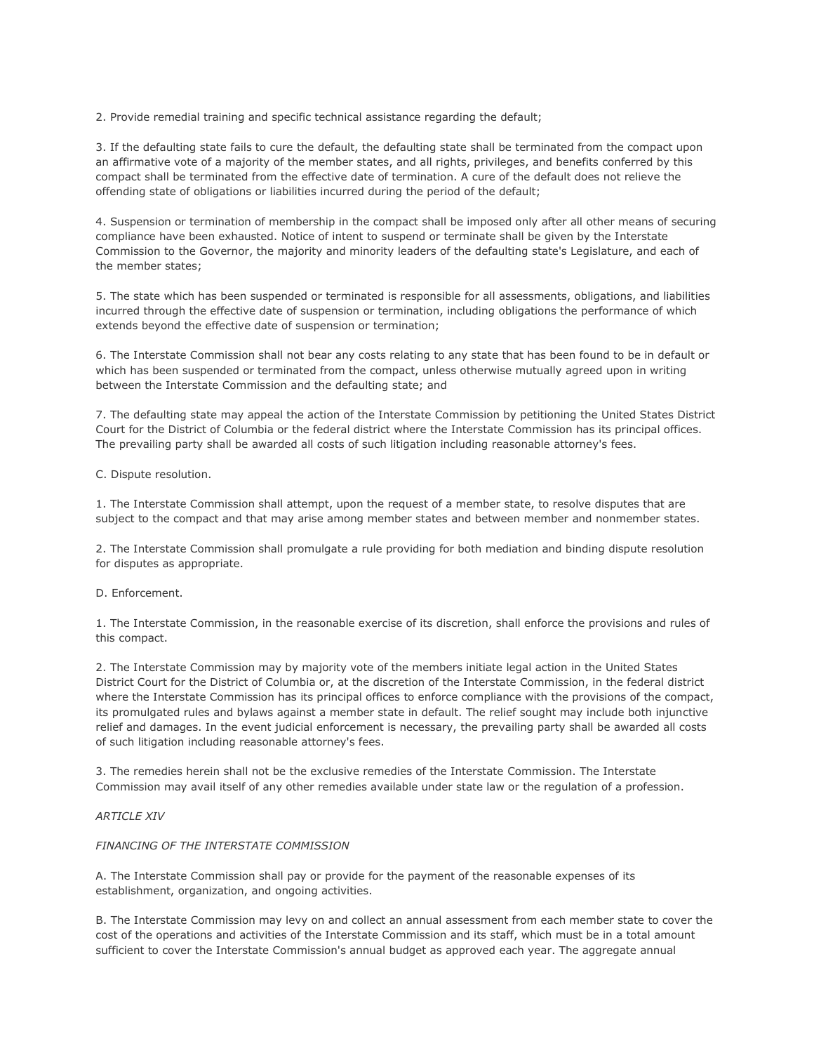2. Provide remedial training and specific technical assistance regarding the default;

3. If the defaulting state fails to cure the default, the defaulting state shall be terminated from the compact upon an affirmative vote of a majority of the member states, and all rights, privileges, and benefits conferred by this compact shall be terminated from the effective date of termination. A cure of the default does not relieve the offending state of obligations or liabilities incurred during the period of the default;

4. Suspension or termination of membership in the compact shall be imposed only after all other means of securing compliance have been exhausted. Notice of intent to suspend or terminate shall be given by the Interstate Commission to the Governor, the majority and minority leaders of the defaulting state's Legislature, and each of the member states;

5. The state which has been suspended or terminated is responsible for all assessments, obligations, and liabilities incurred through the effective date of suspension or termination, including obligations the performance of which extends beyond the effective date of suspension or termination;

6. The Interstate Commission shall not bear any costs relating to any state that has been found to be in default or which has been suspended or terminated from the compact, unless otherwise mutually agreed upon in writing between the Interstate Commission and the defaulting state; and

7. The defaulting state may appeal the action of the Interstate Commission by petitioning the United States District Court for the District of Columbia or the federal district where the Interstate Commission has its principal offices. The prevailing party shall be awarded all costs of such litigation including reasonable attorney's fees.

C. Dispute resolution.

1. The Interstate Commission shall attempt, upon the request of a member state, to resolve disputes that are subject to the compact and that may arise among member states and between member and nonmember states.

2. The Interstate Commission shall promulgate a rule providing for both mediation and binding dispute resolution for disputes as appropriate.

D. Enforcement.

1. The Interstate Commission, in the reasonable exercise of its discretion, shall enforce the provisions and rules of this compact.

2. The Interstate Commission may by majority vote of the members initiate legal action in the United States District Court for the District of Columbia or, at the discretion of the Interstate Commission, in the federal district where the Interstate Commission has its principal offices to enforce compliance with the provisions of the compact, its promulgated rules and bylaws against a member state in default. The relief sought may include both injunctive relief and damages. In the event judicial enforcement is necessary, the prevailing party shall be awarded all costs of such litigation including reasonable attorney's fees.

3. The remedies herein shall not be the exclusive remedies of the Interstate Commission. The Interstate Commission may avail itself of any other remedies available under state law or the regulation of a profession.

*ARTICLE XIV*

*FINANCING OF THE INTERSTATE COMMISSION*

A. The Interstate Commission shall pay or provide for the payment of the reasonable expenses of its establishment, organization, and ongoing activities.

B. The Interstate Commission may levy on and collect an annual assessment from each member state to cover the cost of the operations and activities of the Interstate Commission and its staff, which must be in a total amount sufficient to cover the Interstate Commission's annual budget as approved each year. The aggregate annual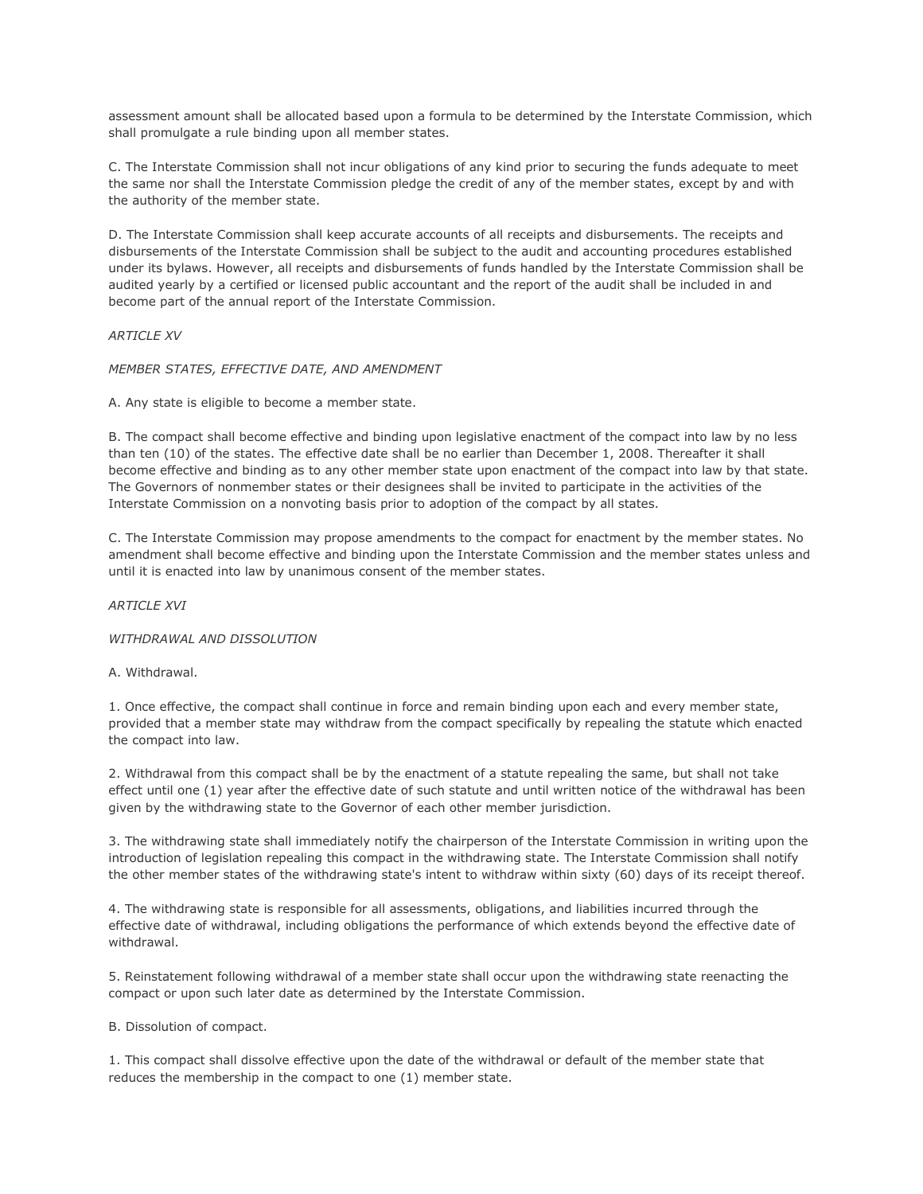assessment amount shall be allocated based upon a formula to be determined by the Interstate Commission, which shall promulgate a rule binding upon all member states.

C. The Interstate Commission shall not incur obligations of any kind prior to securing the funds adequate to meet the same nor shall the Interstate Commission pledge the credit of any of the member states, except by and with the authority of the member state.

D. The Interstate Commission shall keep accurate accounts of all receipts and disbursements. The receipts and disbursements of the Interstate Commission shall be subject to the audit and accounting procedures established under its bylaws. However, all receipts and disbursements of funds handled by the Interstate Commission shall be audited yearly by a certified or licensed public accountant and the report of the audit shall be included in and become part of the annual report of the Interstate Commission.

*ARTICLE XV*

*MEMBER STATES, EFFECTIVE DATE, AND AMENDMENT*

A. Any state is eligible to become a member state.

B. The compact shall become effective and binding upon legislative enactment of the compact into law by no less than ten (10) of the states. The effective date shall be no earlier than December 1, 2008. Thereafter it shall become effective and binding as to any other member state upon enactment of the compact into law by that state. The Governors of nonmember states or their designees shall be invited to participate in the activities of the Interstate Commission on a nonvoting basis prior to adoption of the compact by all states.

C. The Interstate Commission may propose amendments to the compact for enactment by the member states. No amendment shall become effective and binding upon the Interstate Commission and the member states unless and until it is enacted into law by unanimous consent of the member states.

*ARTICLE XVI*

*WITHDRAWAL AND DISSOLUTION*

A. Withdrawal.

1. Once effective, the compact shall continue in force and remain binding upon each and every member state, provided that a member state may withdraw from the compact specifically by repealing the statute which enacted the compact into law.

2. Withdrawal from this compact shall be by the enactment of a statute repealing the same, but shall not take effect until one (1) year after the effective date of such statute and until written notice of the withdrawal has been given by the withdrawing state to the Governor of each other member jurisdiction.

3. The withdrawing state shall immediately notify the chairperson of the Interstate Commission in writing upon the introduction of legislation repealing this compact in the withdrawing state. The Interstate Commission shall notify the other member states of the withdrawing state's intent to withdraw within sixty (60) days of its receipt thereof.

4. The withdrawing state is responsible for all assessments, obligations, and liabilities incurred through the effective date of withdrawal, including obligations the performance of which extends beyond the effective date of withdrawal.

5. Reinstatement following withdrawal of a member state shall occur upon the withdrawing state reenacting the compact or upon such later date as determined by the Interstate Commission.

B. Dissolution of compact.

1. This compact shall dissolve effective upon the date of the withdrawal or default of the member state that reduces the membership in the compact to one (1) member state.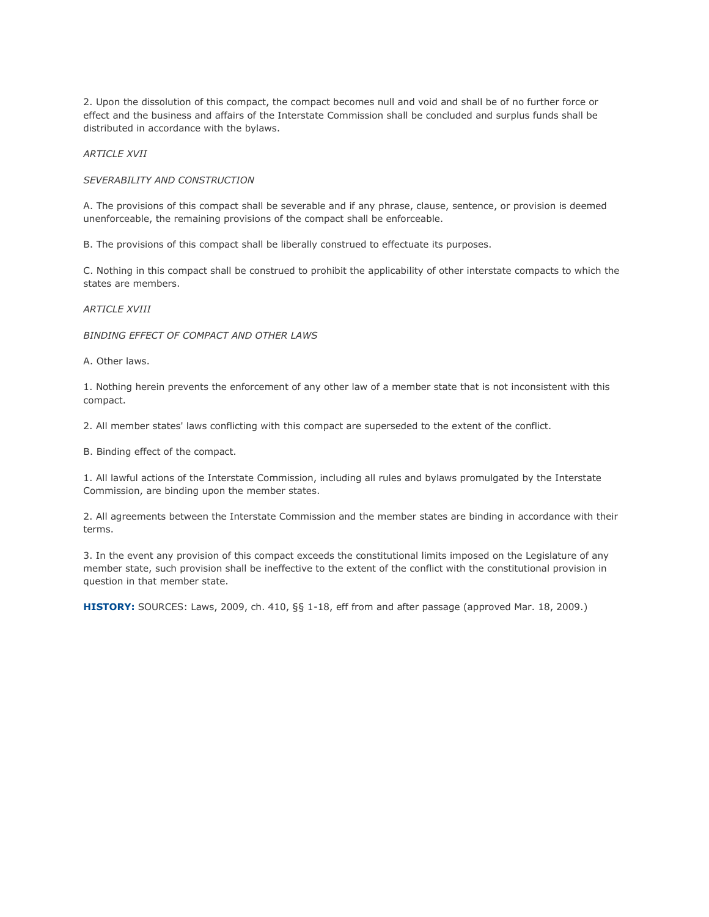2. Upon the dissolution of this compact, the compact becomes null and void and shall be of no further force or effect and the business and affairs of the Interstate Commission shall be concluded and surplus funds shall be distributed in accordance with the bylaws.

*ARTICLE XVII*

*SEVERABILITY AND CONSTRUCTION*

A. The provisions of this compact shall be severable and if any phrase, clause, sentence, or provision is deemed unenforceable, the remaining provisions of the compact shall be enforceable.

B. The provisions of this compact shall be liberally construed to effectuate its purposes.

C. Nothing in this compact shall be construed to prohibit the applicability of other interstate compacts to which the states are members.

*ARTICLE XVIII*

*BINDING EFFECT OF COMPACT AND OTHER LAWS*

A. Other laws.

1. Nothing herein prevents the enforcement of any other law of a member state that is not inconsistent with this compact.

2. All member states' laws conflicting with this compact are superseded to the extent of the conflict.

B. Binding effect of the compact.

1. All lawful actions of the Interstate Commission, including all rules and bylaws promulgated by the Interstate Commission, are binding upon the member states.

2. All agreements between the Interstate Commission and the member states are binding in accordance with their terms.

3. In the event any provision of this compact exceeds the constitutional limits imposed on the Legislature of any member state, such provision shall be ineffective to the extent of the conflict with the constitutional provision in question in that member state.

**HISTORY:** SOURCES: Laws, 2009, ch. 410, §§ 1-18, eff from and after passage (approved Mar. 18, 2009.)